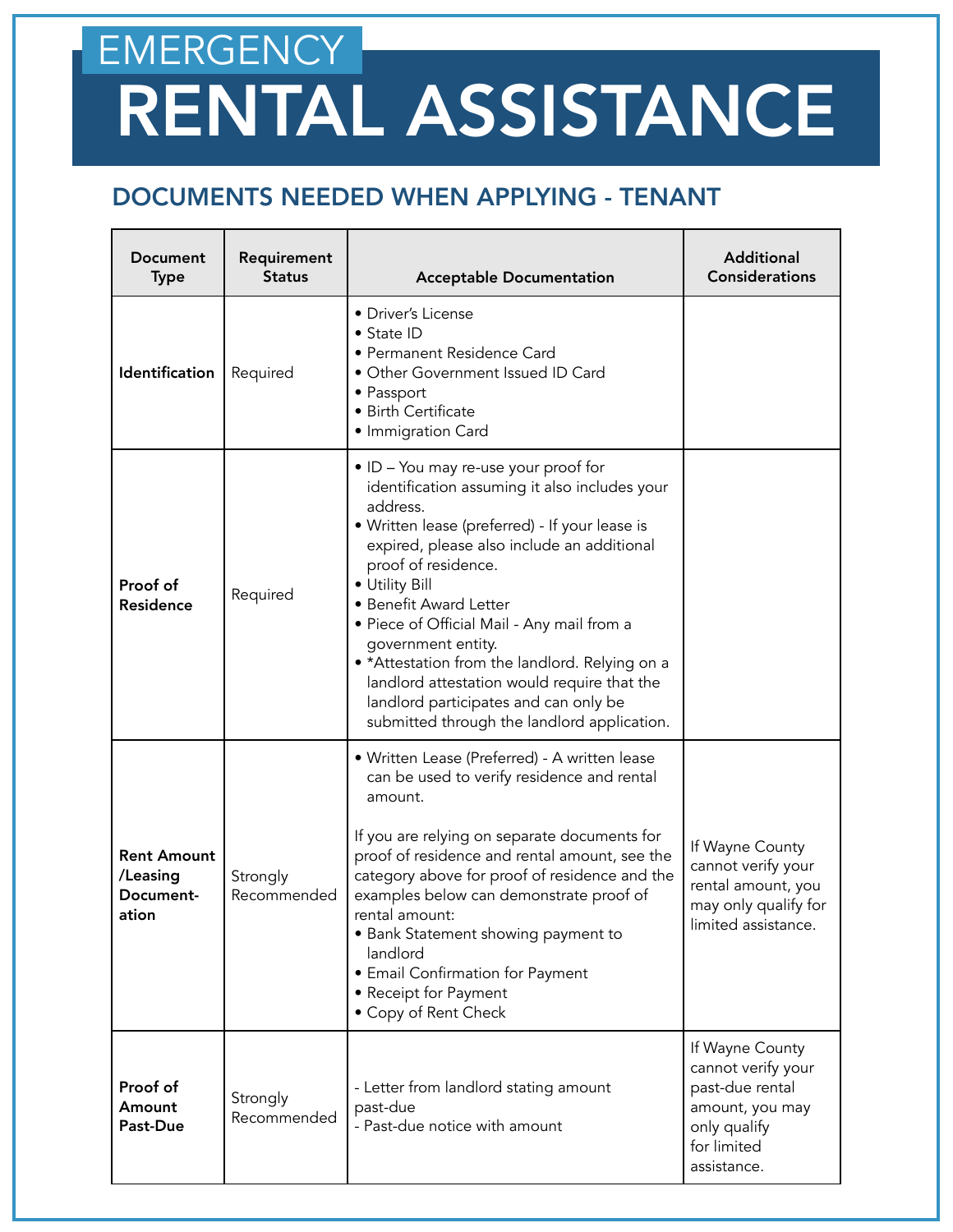# EMERGENCY RENTAL ASSISTANCE

## DOCUMENTS NEEDED WHEN APPLYING - TENANT

| Document Type | Requirement Status | Acceptable Documentation | Additional Considerations |
|---|---|---|---|
| **Identification** | Required | • Driver's License<br>• State ID<br>• Permanent Residence Card<br>• Other Government Issued ID Card<br>• Passport<br>• Birth Certificate<br>• Immigration Card | |
| **Proof of Residence** | Required | • ID – You may re-use your proof for identification assuming it also includes your address.<br>• Written lease (preferred) - If your lease is expired, please also include an additional proof of residence.<br>• Utility Bill<br>• Benefit Award Letter<br>• Piece of Official Mail - Any mail from a government entity.<br>• *Attestation from the landlord. Relying on a landlord attestation would require that the landlord participates and can only be submitted through the landlord application. | |
| **Rent Amount /Leasing Documentation** | Strongly Recommended | • Written Lease (Preferred) - A written lease can be used to verify residence and rental amount.<br><br>If you are relying on separate documents for proof of residence and rental amount, see the category above for proof of residence and the examples below can demonstrate proof of rental amount:<br>• Bank Statement showing payment to landlord<br>• Email Confirmation for Payment<br>• Receipt for Payment<br>• Copy of Rent Check | If Wayne County cannot verify your rental amount, you may only qualify for limited assistance. |
| **Proof of Amount Past-Due** | Strongly Recommended | - Letter from landlord stating amount past-due<br>- Past-due notice with amount | If Wayne County cannot verify your past-due rental amount, you may only qualify for limited assistance. |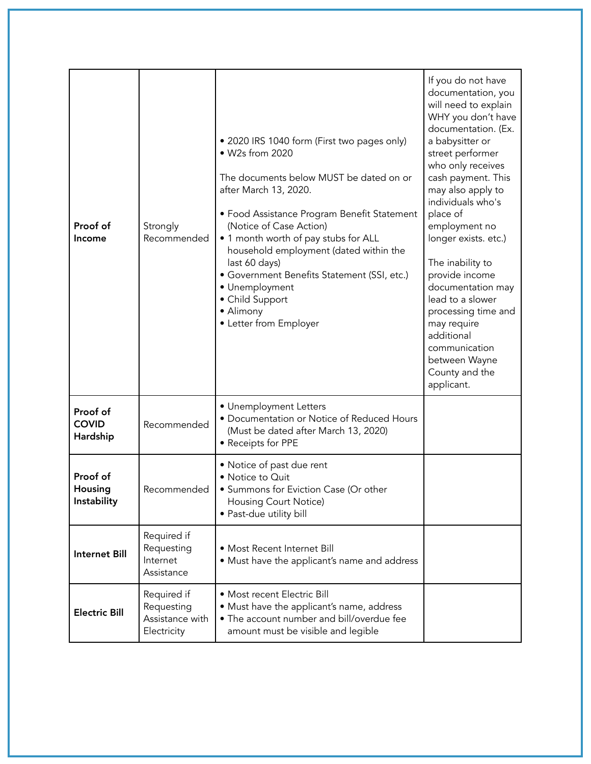| | | | |
|---|---|---|---|
| **Proof of Income** | Strongly Recommended | • 2020 IRS 1040 form (First two pages only)<br>• W2s from 2020<br><br>The documents below MUST be dated on or after March 13, 2020.<br><br>• Food Assistance Program Benefit Statement (Notice of Case Action)<br>• 1 month worth of pay stubs for ALL household employment (dated within the last 60 days)<br>• Government Benefits Statement (SSI, etc.)<br>• Unemployment<br>• Child Support<br>• Alimony<br>• Letter from Employer | If you do not have documentation, you will need to explain WHY you don't have documentation. (Ex. a babysitter or street performer who only receives cash payment. This may also apply to individuals who's place of employment no longer exists. etc.)<br><br>The inability to provide income documentation may lead to a slower processing time and may require additional communication between Wayne County and the applicant. |
| **Proof of COVID Hardship** | Recommended | • Unemployment Letters<br>• Documentation or Notice of Reduced Hours (Must be dated after March 13, 2020)<br>• Receipts for PPE | |
| **Proof of Housing Instability** | Recommended | • Notice of past due rent<br>• Notice to Quit<br>• Summons for Eviction Case (Or other Housing Court Notice)<br>• Past-due utility bill | |
| **Internet Bill** | Required if Requesting Internet Assistance | • Most Recent Internet Bill<br>• Must have the applicant's name and address | |
| **Electric Bill** | Required if Requesting Assistance with Electricity | • Most recent Electric Bill<br>• Must have the applicant's name, address<br>• The account number and bill/overdue fee amount must be visible and legible | |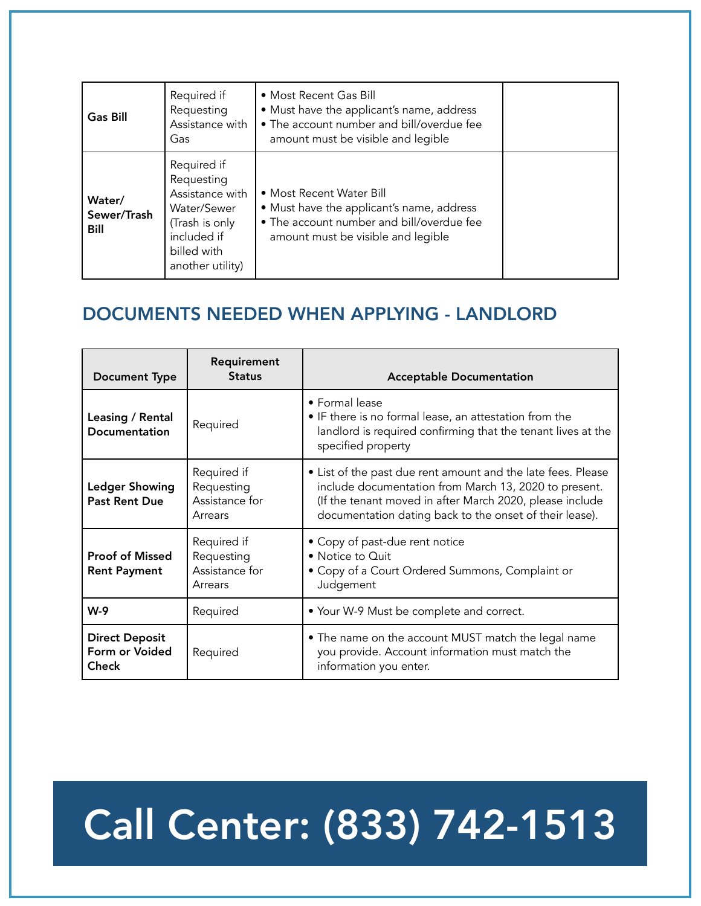| | | | |
|---|---|---|---|
| **Gas Bill** | Required if Requesting Assistance with Gas | • Most Recent Gas Bill<br>• Must have the applicant's name, address<br>• The account number and bill/overdue fee amount must be visible and legible | |
| **Water/ Sewer/Trash Bill** | Required if Requesting Assistance with Water/Sewer (Trash is only included if billed with another utility) | • Most Recent Water Bill<br>• Must have the applicant's name, address<br>• The account number and bill/overdue fee amount must be visible and legible | |

## DOCUMENTS NEEDED WHEN APPLYING - LANDLORD

| Document Type | Requirement Status | Acceptable Documentation |
|---|---|---|
| **Leasing / Rental Documentation** | Required | • Formal lease<br>• IF there is no formal lease, an attestation from the landlord is required confirming that the tenant lives at the specified property |
| **Ledger Showing Past Rent Due** | Required if Requesting Assistance for Arrears | • List of the past due rent amount and the late fees. Please include documentation from March 13, 2020 to present. (If the tenant moved in after March 2020, please include documentation dating back to the onset of their lease). |
| **Proof of Missed Rent Payment** | Required if Requesting Assistance for Arrears | • Copy of past-due rent notice<br>• Notice to Quit<br>• Copy of a Court Ordered Summons, Complaint or Judgement |
| **W-9** | Required | • Your W-9 Must be complete and correct. |
| **Direct Deposit Form or Voided Check** | Required | • The name on the account MUST match the legal name you provide. Account information must match the information you enter. |

**Call Center: (833) 742-1513**